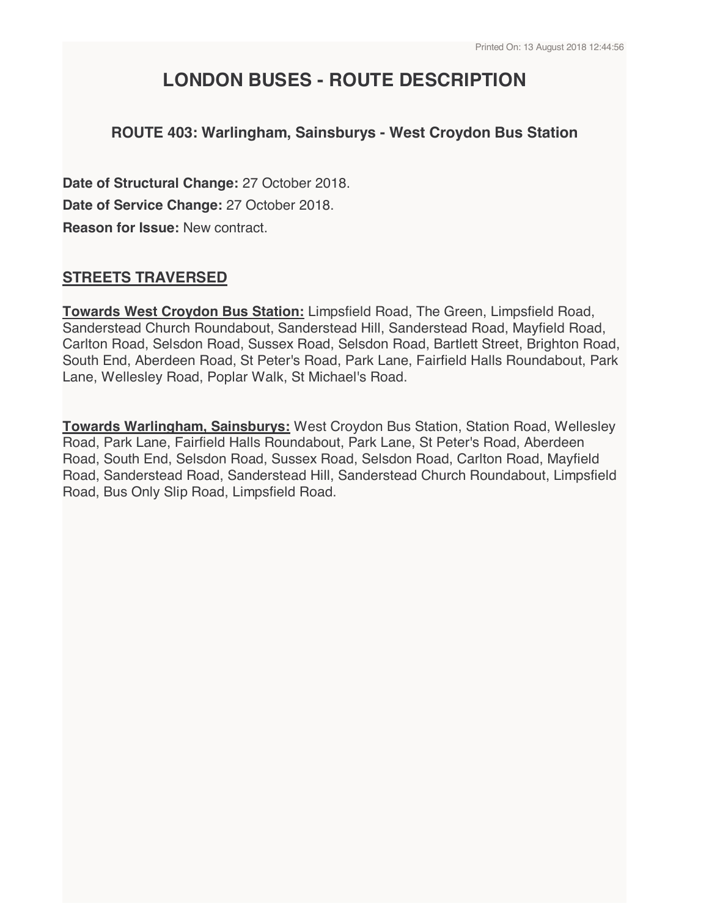# LONDON BUSES - ROUTE DESCRIPTION

## ROUTE 403: Warlingham, Sainsburys - West Croydon Bus Station

**Date of Structural Change:** 27 October 2018.

**Date of Service Change:** 27 October 2018.

**Reason for Issue:** New contract.

## STREETS TRAVERSED

**Towards West Croydon Bus Station:** Limpsfield Road, The Green, Limpsfield Road, Sanderstead Church Roundabout, Sanderstead Hill, Sanderstead Road, Mayfield Road, Carlton Road, Selsdon Road, Sussex Road, Selsdon Road, Bartlett Street, Brighton Road, South End, Aberdeen Road, St Peter's Road, Park Lane, Fairfield Halls Roundabout, Park Lane, Wellesley Road, Poplar Walk, St Michael's Road.

**Towards Warlingham, Sainsburys:** West Croydon Bus Station, Station Road, Wellesley Road, Park Lane, Fairfield Halls Roundabout, Park Lane, St Peter's Road, Aberdeen Road, South End, Selsdon Road, Sussex Road, Selsdon Road, Carlton Road, Mayfield Road, Sanderstead Road, Sanderstead Hill, Sanderstead Church Roundabout, Limpsfield Road, Bus Only Slip Road, Limpsfield Road.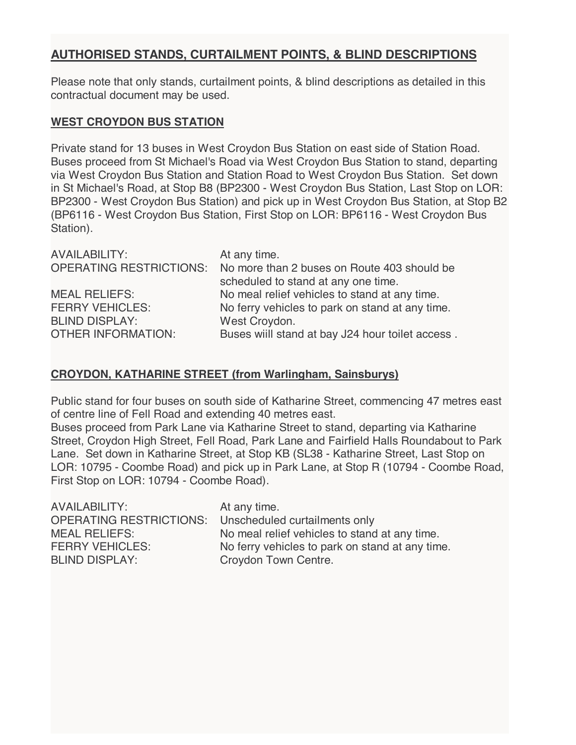## AUTHORISED STANDS, CURTAILMENT POINTS, & BLIND DESCRIPTIONS

Please note that only stands, curtailment points, & blind descriptions as detailed in this contractual document may be used.

### WEST CROYDON BUS STATION

Private stand for 13 buses in West Croydon Bus Station on east side of Station Road. Buses proceed from St Michael's Road via West Croydon Bus Station to stand, departing via West Croydon Bus Station and Station Road to West Croydon Bus Station. Set down in St Michael's Road, at Stop B8 (BP2300 - West Croydon Bus Station, Last Stop on LOR: BP2300 - West Croydon Bus Station) and pick up in West Croydon Bus Station, at Stop B2 (BP6116 - West Croydon Bus Station, First Stop on LOR: BP6116 - West Croydon Bus Station).

| | |
|---|---|
| AVAILABILITY: | At any time. |
| OPERATING RESTRICTIONS: | No more than 2 buses on Route 403 should be scheduled to stand at any one time. |
| MEAL RELIEFS: | No meal relief vehicles to stand at any time. |
| FERRY VEHICLES: | No ferry vehicles to park on stand at any time. |
| BLIND DISPLAY: | West Croydon. |
| OTHER INFORMATION: | Buses wiill stand at bay J24 hour toilet access . |

### CROYDON, KATHARINE STREET (from Warlingham, Sainsburys)

Public stand for four buses on south side of Katharine Street, commencing 47 metres east of centre line of Fell Road and extending 40 metres east.
Buses proceed from Park Lane via Katharine Street to stand, departing via Katharine Street, Croydon High Street, Fell Road, Park Lane and Fairfield Halls Roundabout to Park Lane. Set down in Katharine Street, at Stop KB (SL38 - Katharine Street, Last Stop on LOR: 10795 - Coombe Road) and pick up in Park Lane, at Stop R (10794 - Coombe Road, First Stop on LOR: 10794 - Coombe Road).

| | |
|---|---|
| AVAILABILITY: | At any time. |
| OPERATING RESTRICTIONS: | Unscheduled curtailments only |
| MEAL RELIEFS: | No meal relief vehicles to stand at any time. |
| FERRY VEHICLES: | No ferry vehicles to park on stand at any time. |
| BLIND DISPLAY: | Croydon Town Centre. |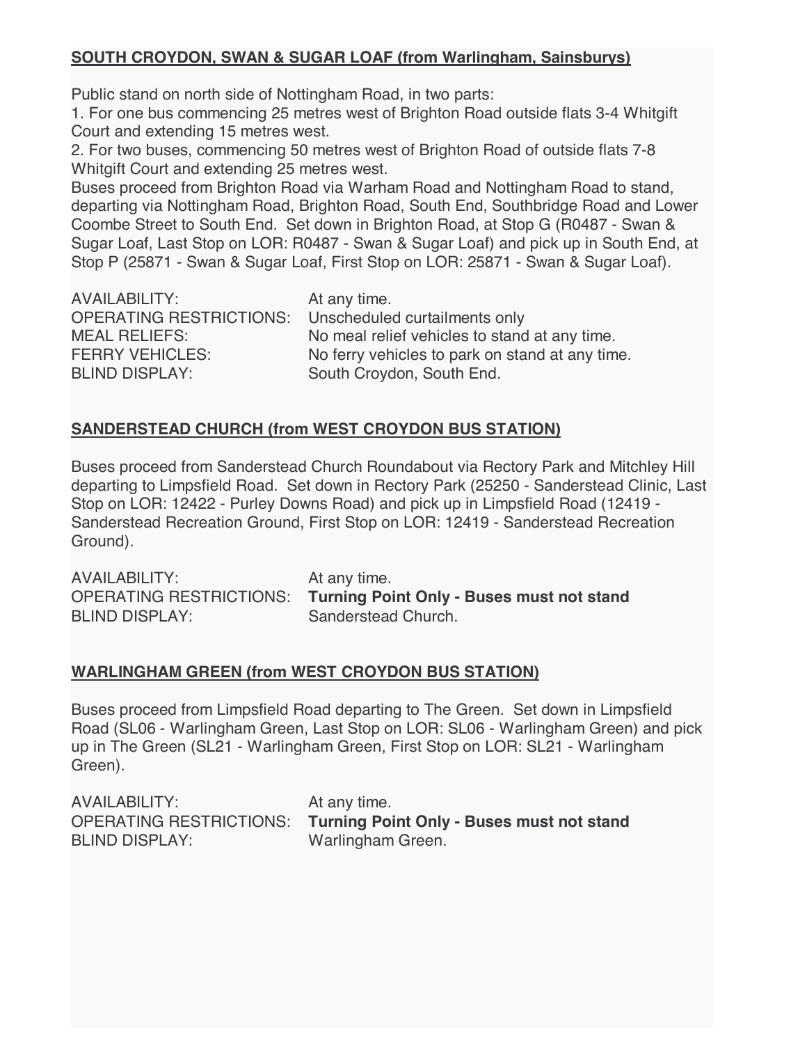**SOUTH CROYDON, SWAN & SUGAR LOAF (from Warlingham, Sainsburys)**

Public stand on north side of Nottingham Road, in two parts:

1. For one bus commencing 25 metres west of Brighton Road outside flats 3-4 Whitgift Court and extending 15 metres west.
2. For two buses, commencing 50 metres west of Brighton Road of outside flats 7-8 Whitgift Court and extending 25 metres west.

Buses proceed from Brighton Road via Warham Road and Nottingham Road to stand, departing via Nottingham Road, Brighton Road, South End, Southbridge Road and Lower Coombe Street to South End. Set down in Brighton Road, at Stop G (R0487 - Swan & Sugar Loaf, Last Stop on LOR: R0487 - Swan & Sugar Loaf) and pick up in South End, at Stop P (25871 - Swan & Sugar Loaf, First Stop on LOR: 25871 - Swan & Sugar Loaf).

| | |
|---|---|
| AVAILABILITY: | At any time. |
| OPERATING RESTRICTIONS: | Unscheduled curtailments only |
| MEAL RELIEFS: | No meal relief vehicles to stand at any time. |
| FERRY VEHICLES: | No ferry vehicles to park on stand at any time. |
| BLIND DISPLAY: | South Croydon, South End. |

**SANDERSTEAD CHURCH (from WEST CROYDON BUS STATION)**

Buses proceed from Sanderstead Church Roundabout via Rectory Park and Mitchley Hill departing to Limpsfield Road. Set down in Rectory Park (25250 - Sanderstead Clinic, Last Stop on LOR: 12422 - Purley Downs Road) and pick up in Limpsfield Road (12419 - Sanderstead Recreation Ground, First Stop on LOR: 12419 - Sanderstead Recreation Ground).

| | |
|---|---|
| AVAILABILITY: | At any time. |
| OPERATING RESTRICTIONS: | **Turning Point Only - Buses must not stand** |
| BLIND DISPLAY: | Sanderstead Church. |

**WARLINGHAM GREEN (from WEST CROYDON BUS STATION)**

Buses proceed from Limpsfield Road departing to The Green. Set down in Limpsfield Road (SL06 - Warlingham Green, Last Stop on LOR: SL06 - Warlingham Green) and pick up in The Green (SL21 - Warlingham Green, First Stop on LOR: SL21 - Warlingham Green).

| | |
|---|---|
| AVAILABILITY: | At any time. |
| OPERATING RESTRICTIONS: | **Turning Point Only - Buses must not stand** |
| BLIND DISPLAY: | Warlingham Green. |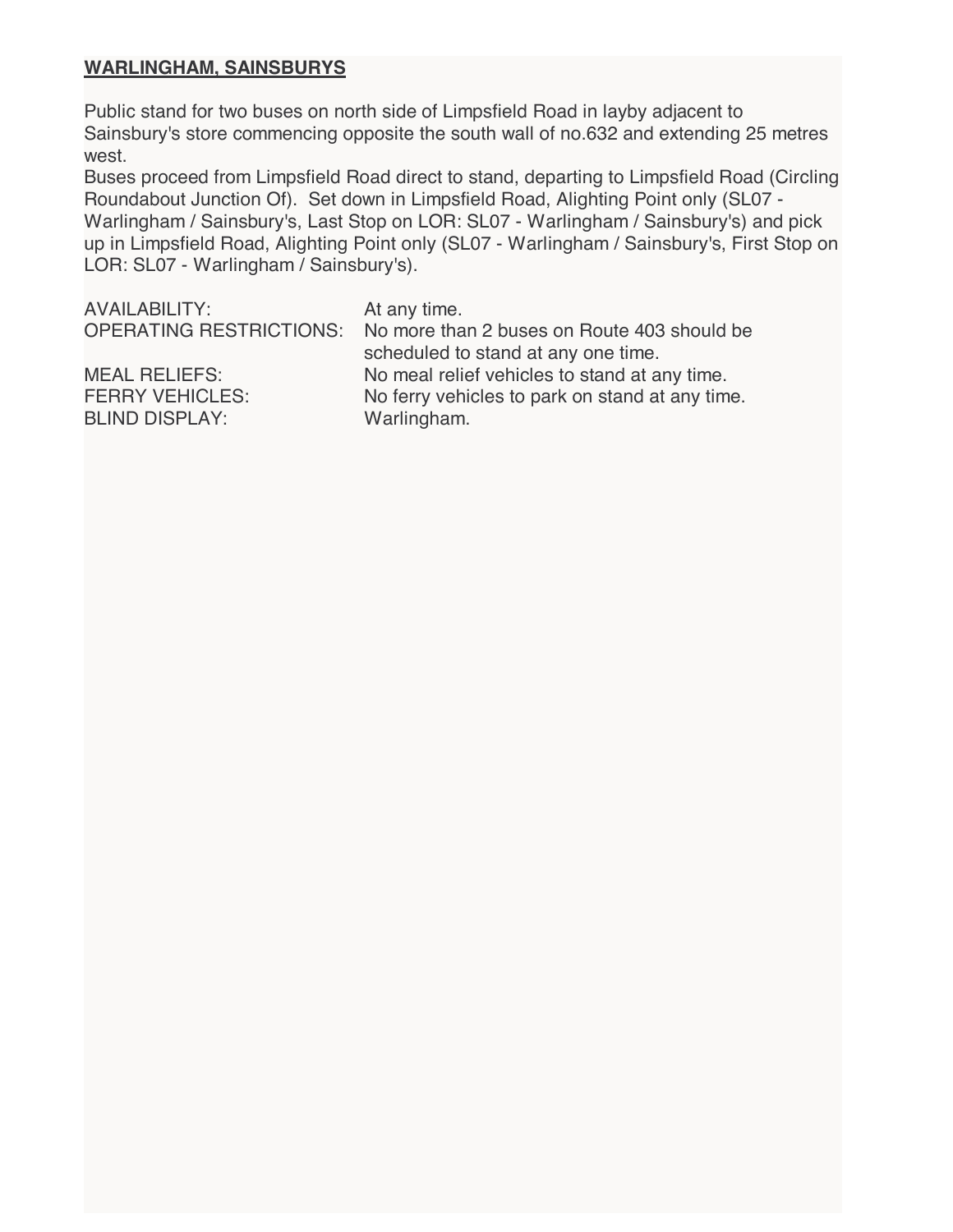**WARLINGHAM, SAINSBURYS**

Public stand for two buses on north side of Limpsfield Road in layby adjacent to Sainsbury's store commencing opposite the south wall of no.632 and extending 25 metres west.
Buses proceed from Limpsfield Road direct to stand, departing to Limpsfield Road (Circling Roundabout Junction Of). Set down in Limpsfield Road, Alighting Point only (SL07 - Warlingham / Sainsbury's, Last Stop on LOR: SL07 - Warlingham / Sainsbury's) and pick up in Limpsfield Road, Alighting Point only (SL07 - Warlingham / Sainsbury's, First Stop on LOR: SL07 - Warlingham / Sainsbury's).

| | |
|---|---|
| AVAILABILITY: | At any time. |
| OPERATING RESTRICTIONS: | No more than 2 buses on Route 403 should be scheduled to stand at any one time. |
| MEAL RELIEFS: | No meal relief vehicles to stand at any time. |
| FERRY VEHICLES: | No ferry vehicles to park on stand at any time. |
| BLIND DISPLAY: | Warlingham. |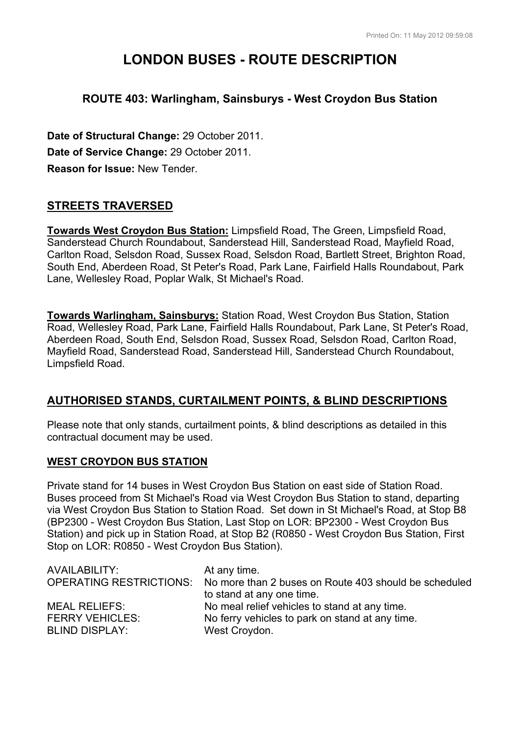# LONDON BUSES - ROUTE DESCRIPTION

### ROUTE 403: Warlingham, Sainsburys - West Croydon Bus Station

**Date of Structural Change:** 29 October 2011.

**Date of Service Change:** 29 October 2011.

**Reason for Issue:** New Tender.

## STREETS TRAVERSED

**Towards West Croydon Bus Station:** Limpsfield Road, The Green, Limpsfield Road, Sanderstead Church Roundabout, Sanderstead Hill, Sanderstead Road, Mayfield Road, Carlton Road, Selsdon Road, Sussex Road, Selsdon Road, Bartlett Street, Brighton Road, South End, Aberdeen Road, St Peter's Road, Park Lane, Fairfield Halls Roundabout, Park Lane, Wellesley Road, Poplar Walk, St Michael's Road.

**Towards Warlingham, Sainsburys:** Station Road, West Croydon Bus Station, Station Road, Wellesley Road, Park Lane, Fairfield Halls Roundabout, Park Lane, St Peter's Road, Aberdeen Road, South End, Selsdon Road, Sussex Road, Selsdon Road, Carlton Road, Mayfield Road, Sanderstead Road, Sanderstead Hill, Sanderstead Church Roundabout, Limpsfield Road.

## AUTHORISED STANDS, CURTAILMENT POINTS, & BLIND DESCRIPTIONS

Please note that only stands, curtailment points, & blind descriptions as detailed in this contractual document may be used.

### WEST CROYDON BUS STATION

Private stand for 14 buses in West Croydon Bus Station on east side of Station Road. Buses proceed from St Michael's Road via West Croydon Bus Station to stand, departing via West Croydon Bus Station to Station Road. Set down in St Michael's Road, at Stop B8 (BP2300 - West Croydon Bus Station, Last Stop on LOR: BP2300 - West Croydon Bus Station) and pick up in Station Road, at Stop B2 (R0850 - West Croydon Bus Station, First Stop on LOR: R0850 - West Croydon Bus Station).

| | |
|---|---|
| AVAILABILITY: | At any time. |
| OPERATING RESTRICTIONS: | No more than 2 buses on Route 403 should be scheduled to stand at any one time. |
| MEAL RELIEFS: | No meal relief vehicles to stand at any time. |
| FERRY VEHICLES: | No ferry vehicles to park on stand at any time. |
| BLIND DISPLAY: | West Croydon. |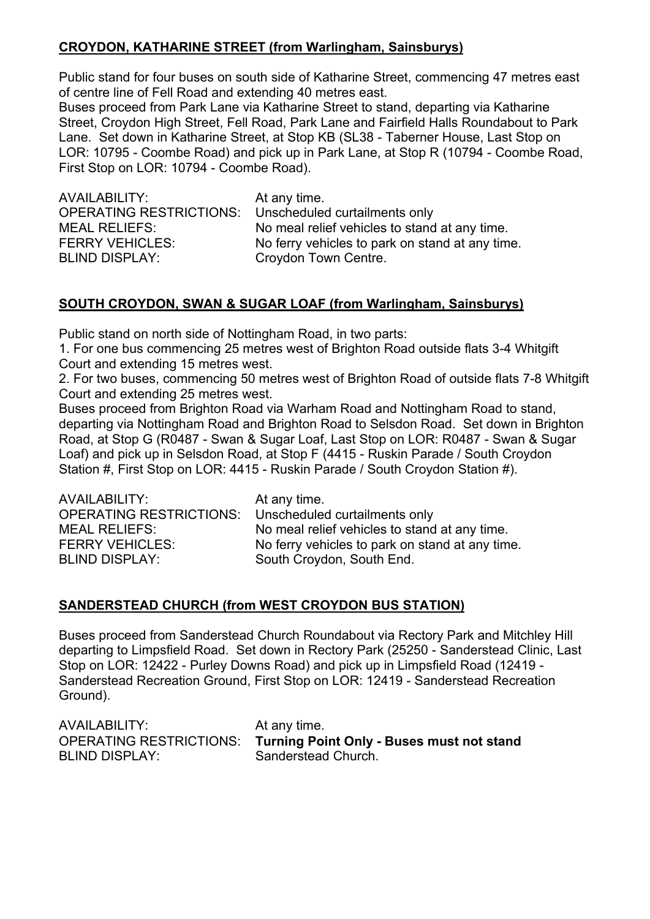## CROYDON, KATHARINE STREET (from Warlingham, Sainsburys)

Public stand for four buses on south side of Katharine Street, commencing 47 metres east of centre line of Fell Road and extending 40 metres east.
Buses proceed from Park Lane via Katharine Street to stand, departing via Katharine Street, Croydon High Street, Fell Road, Park Lane and Fairfield Halls Roundabout to Park Lane. Set down in Katharine Street, at Stop KB (SL38 - Taberner House, Last Stop on LOR: 10795 - Coombe Road) and pick up in Park Lane, at Stop R (10794 - Coombe Road, First Stop on LOR: 10794 - Coombe Road).

AVAILABILITY: At any time.
OPERATING RESTRICTIONS: Unscheduled curtailments only
MEAL RELIEFS: No meal relief vehicles to stand at any time.
FERRY VEHICLES: No ferry vehicles to park on stand at any time.
BLIND DISPLAY: Croydon Town Centre.

## SOUTH CROYDON, SWAN & SUGAR LOAF (from Warlingham, Sainsburys)

Public stand on north side of Nottingham Road, in two parts:

1. For one bus commencing 25 metres west of Brighton Road outside flats 3-4 Whitgift Court and extending 15 metres west.
2. For two buses, commencing 50 metres west of Brighton Road of outside flats 7-8 Whitgift Court and extending 25 metres west.

Buses proceed from Brighton Road via Warham Road and Nottingham Road to stand, departing via Nottingham Road and Brighton Road to Selsdon Road. Set down in Brighton Road, at Stop G (R0487 - Swan & Sugar Loaf, Last Stop on LOR: R0487 - Swan & Sugar Loaf) and pick up in Selsdon Road, at Stop F (4415 - Ruskin Parade / South Croydon Station #, First Stop on LOR: 4415 - Ruskin Parade / South Croydon Station #).

AVAILABILITY: At any time.
OPERATING RESTRICTIONS: Unscheduled curtailments only
MEAL RELIEFS: No meal relief vehicles to stand at any time.
FERRY VEHICLES: No ferry vehicles to park on stand at any time.
BLIND DISPLAY: South Croydon, South End.

## SANDERSTEAD CHURCH (from WEST CROYDON BUS STATION)

Buses proceed from Sanderstead Church Roundabout via Rectory Park and Mitchley Hill departing to Limpsfield Road. Set down in Rectory Park (25250 - Sanderstead Clinic, Last Stop on LOR: 12422 - Purley Downs Road) and pick up in Limpsfield Road (12419 - Sanderstead Recreation Ground, First Stop on LOR: 12419 - Sanderstead Recreation Ground).

AVAILABILITY: At any time.
OPERATING RESTRICTIONS: **Turning Point Only - Buses must not stand**
BLIND DISPLAY: Sanderstead Church.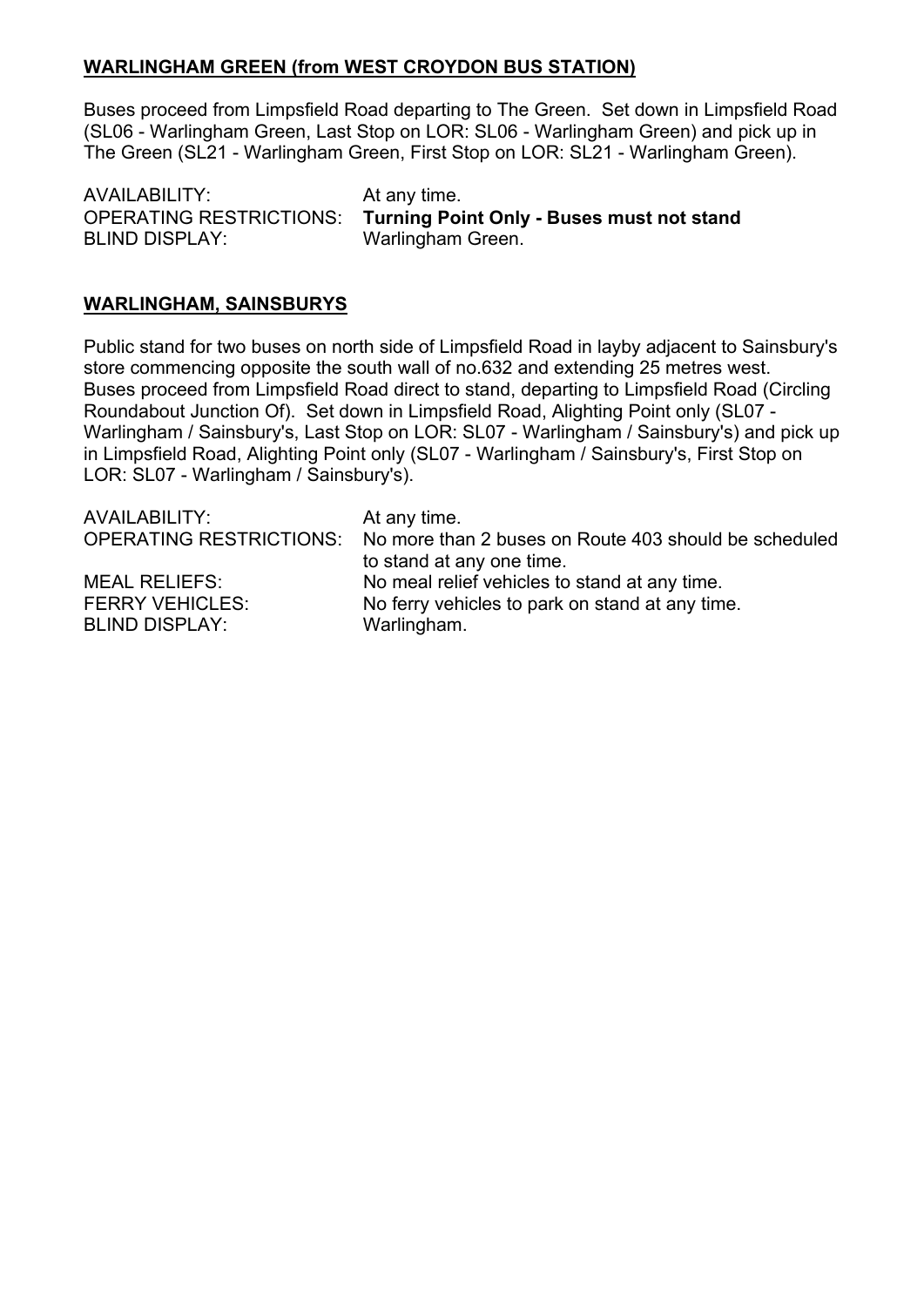**WARLINGHAM GREEN (from WEST CROYDON BUS STATION)**

Buses proceed from Limpsfield Road departing to The Green. Set down in Limpsfield Road (SL06 - Warlingham Green, Last Stop on LOR: SL06 - Warlingham Green) and pick up in The Green (SL21 - Warlingham Green, First Stop on LOR: SL21 - Warlingham Green).

| | |
|---|---|
| AVAILABILITY: | At any time. |
| OPERATING RESTRICTIONS: | **Turning Point Only - Buses must not stand** |
| BLIND DISPLAY: | Warlingham Green. |

**WARLINGHAM, SAINSBURYS**

Public stand for two buses on north side of Limpsfield Road in layby adjacent to Sainsbury's store commencing opposite the south wall of no.632 and extending 25 metres west. Buses proceed from Limpsfield Road direct to stand, departing to Limpsfield Road (Circling Roundabout Junction Of). Set down in Limpsfield Road, Alighting Point only (SL07 - Warlingham / Sainsbury's, Last Stop on LOR: SL07 - Warlingham / Sainsbury's) and pick up in Limpsfield Road, Alighting Point only (SL07 - Warlingham / Sainsbury's, First Stop on LOR: SL07 - Warlingham / Sainsbury's).

| | |
|---|---|
| AVAILABILITY: | At any time. |
| OPERATING RESTRICTIONS: | No more than 2 buses on Route 403 should be scheduled to stand at any one time. |
| MEAL RELIEFS: | No meal relief vehicles to stand at any time. |
| FERRY VEHICLES: | No ferry vehicles to park on stand at any time. |
| BLIND DISPLAY: | Warlingham. |